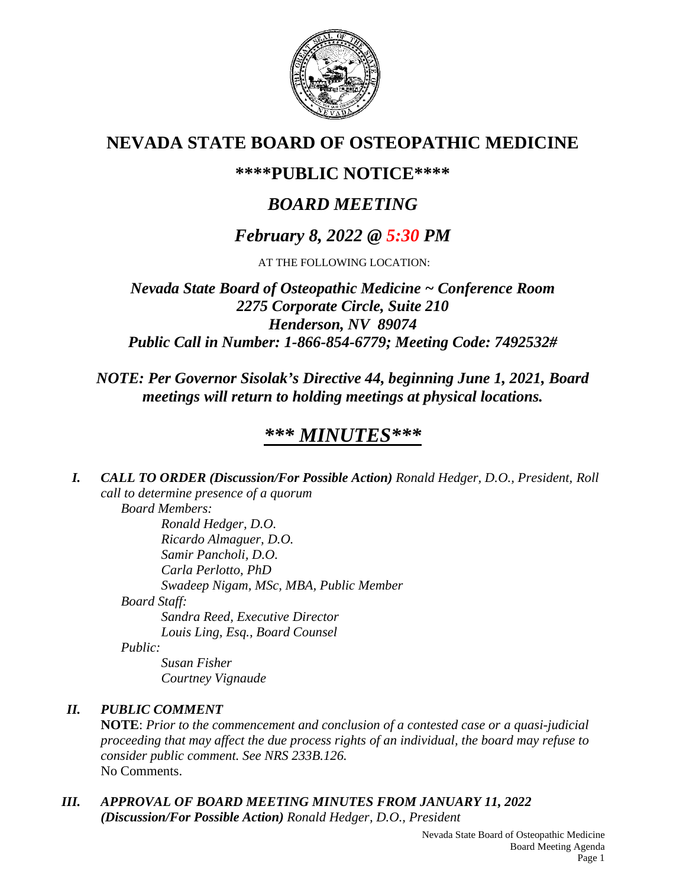# NEVADA STATE BOARD OF OSTEOPATHIC MEDICINE

## \*\*\*\*PUBLIC NOTICE\*\*\*\*

## *BOARD MEETING*

## *February 8, 2022 @ 5:30 PM*

AT THE FOLLOWING LOCATION:

***Nevada State Board of Osteopathic Medicine ~ Conference Room***
***2275 Corporate Circle, Suite 210***
***Henderson, NV 89074***
***Public Call in Number: 1-866-854-6779; Meeting Code: 7492532#***

***NOTE: Per Governor Sisolak's Directive 44, beginning June 1, 2021, Board meetings will return to holding meetings at physical locations.***

## *\*\*\* MINUTES\*\*\**

***I. CALL TO ORDER (Discussion/For Possible Action)*** *Ronald Hedger, D.O., President, Roll call to determine presence of a quorum*

*Board Members:*

- *Ronald Hedger, D.O.*
- *Ricardo Almaguer, D.O.*
- *Samir Pancholi, D.O.*
- *Carla Perlotto, PhD*
- *Swadeep Nigam, MSc, MBA, Public Member*

*Board Staff:*

- *Sandra Reed, Executive Director*
- *Louis Ling, Esq., Board Counsel*

*Public:*

- *Susan Fisher*
- *Courtney Vignaude*

***II. PUBLIC COMMENT***

**NOTE**: *Prior to the commencement and conclusion of a contested case or a quasi-judicial proceeding that may affect the due process rights of an individual, the board may refuse to consider public comment. See NRS 233B.126.*

No Comments.

***III. APPROVAL OF BOARD MEETING MINUTES FROM JANUARY 11, 2022 (Discussion/For Possible Action)*** *Ronald Hedger, D.O., President*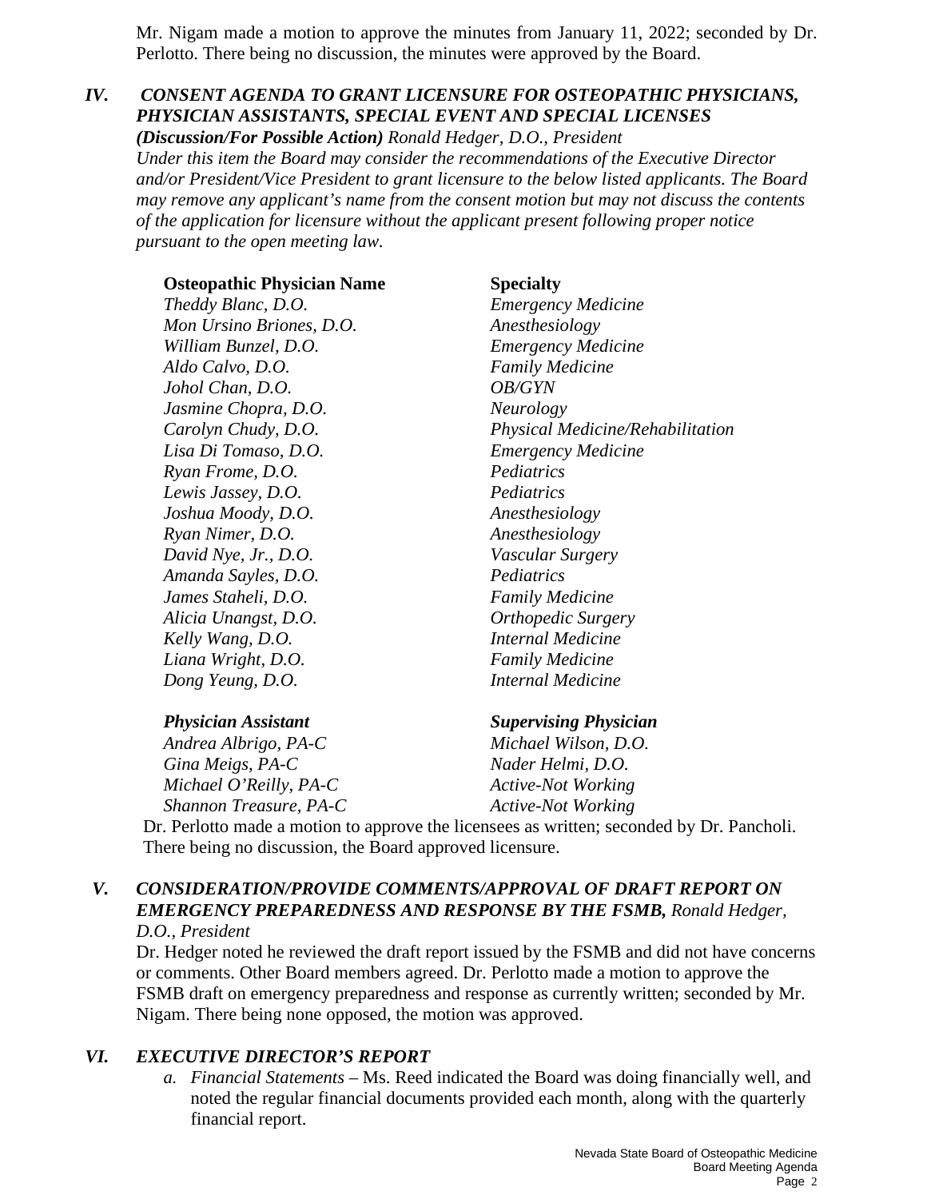Mr. Nigam made a motion to approve the minutes from January 11, 2022; seconded by Dr. Perlotto. There being no discussion, the minutes were approved by the Board.

## IV. *CONSENT AGENDA TO GRANT LICENSURE FOR OSTEOPATHIC PHYSICIANS, PHYSICIAN ASSISTANTS, SPECIAL EVENT AND SPECIAL LICENSES*

***(Discussion/For Possible Action)*** *Ronald Hedger, D.O., President*

*Under this item the Board may consider the recommendations of the Executive Director and/or President/Vice President to grant licensure to the below listed applicants. The Board may remove any applicant's name from the consent motion but may not discuss the contents of the application for licensure without the applicant present following proper notice pursuant to the open meeting law.*

| **Osteopathic Physician Name** | **Specialty** |
|---|---|
| *Theddy Blanc, D.O.* | *Emergency Medicine* |
| *Mon Ursino Briones, D.O.* | *Anesthesiology* |
| *William Bunzel, D.O.* | *Emergency Medicine* |
| *Aldo Calvo, D.O.* | *Family Medicine* |
| *Johol Chan, D.O.* | *OB/GYN* |
| *Jasmine Chopra, D.O.* | *Neurology* |
| *Carolyn Chudy, D.O.* | *Physical Medicine/Rehabilitation* |
| *Lisa Di Tomaso, D.O.* | *Emergency Medicine* |
| *Ryan Frome, D.O.* | *Pediatrics* |
| *Lewis Jassey, D.O.* | *Pediatrics* |
| *Joshua Moody, D.O.* | *Anesthesiology* |
| *Ryan Nimer, D.O.* | *Anesthesiology* |
| *David Nye, Jr., D.O.* | *Vascular Surgery* |
| *Amanda Sayles, D.O.* | *Pediatrics* |
| *James Staheli, D.O.* | *Family Medicine* |
| *Alicia Unangst, D.O.* | *Orthopedic Surgery* |
| *Kelly Wang, D.O.* | *Internal Medicine* |
| *Liana Wright, D.O.* | *Family Medicine* |
| *Dong Yeung, D.O.* | *Internal Medicine* |

| ***Physician Assistant*** | ***Supervising Physician*** |
|---|---|
| *Andrea Albrigo, PA-C* | *Michael Wilson, D.O.* |
| *Gina Meigs, PA-C* | *Nader Helmi, D.O.* |
| *Michael O'Reilly, PA-C* | *Active-Not Working* |
| *Shannon Treasure, PA-C* | *Active-Not Working* |

Dr. Perlotto made a motion to approve the licensees as written; seconded by Dr. Pancholi. There being no discussion, the Board approved licensure.

## V. *CONSIDERATION/PROVIDE COMMENTS/APPROVAL OF DRAFT REPORT ON EMERGENCY PREPAREDNESS AND RESPONSE BY THE FSMB,* *Ronald Hedger, D.O., President*

Dr. Hedger noted he reviewed the draft report issued by the FSMB and did not have concerns or comments. Other Board members agreed. Dr. Perlotto made a motion to approve the FSMB draft on emergency preparedness and response as currently written; seconded by Mr. Nigam. There being none opposed, the motion was approved.

## VI. *EXECUTIVE DIRECTOR'S REPORT*

a. *Financial Statements* – Ms. Reed indicated the Board was doing financially well, and noted the regular financial documents provided each month, along with the quarterly financial report.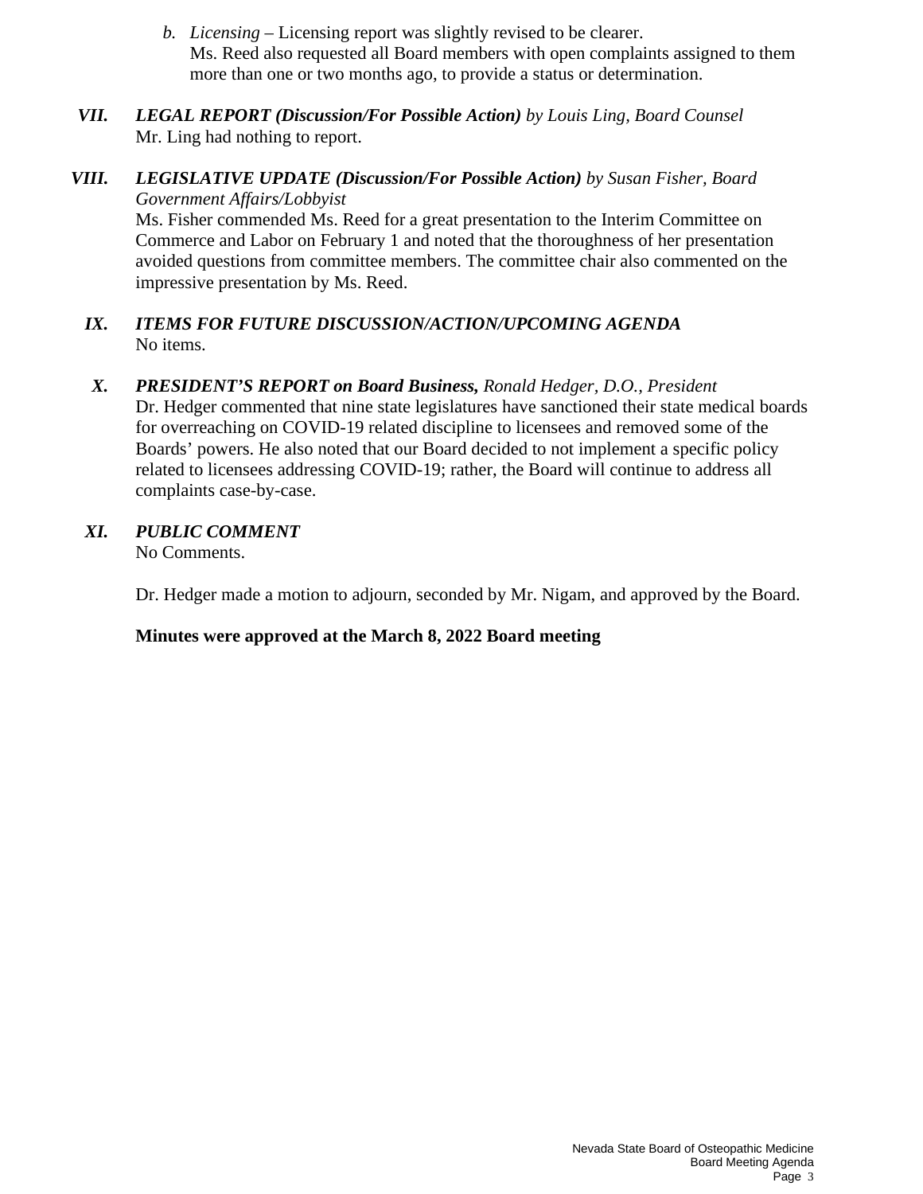b. *Licensing* – Licensing report was slightly revised to be clearer.
   Ms. Reed also requested all Board members with open complaints assigned to them more than one or two months ago, to provide a status or determination.

VII. ***LEGAL REPORT (Discussion/For Possible Action)*** *by Louis Ling, Board Counsel*
Mr. Ling had nothing to report.

VIII. ***LEGISLATIVE UPDATE (Discussion/For Possible Action)*** *by Susan Fisher, Board Government Affairs/Lobbyist*
Ms. Fisher commended Ms. Reed for a great presentation to the Interim Committee on Commerce and Labor on February 1 and noted that the thoroughness of her presentation avoided questions from committee members. The committee chair also commented on the impressive presentation by Ms. Reed.

IX. ***ITEMS FOR FUTURE DISCUSSION/ACTION/UPCOMING AGENDA***
No items.

X. ***PRESIDENT'S REPORT on Board Business,*** *Ronald Hedger, D.O., President*
Dr. Hedger commented that nine state legislatures have sanctioned their state medical boards for overreaching on COVID-19 related discipline to licensees and removed some of the Boards' powers. He also noted that our Board decided to not implement a specific policy related to licensees addressing COVID-19; rather, the Board will continue to address all complaints case-by-case.

XI. ***PUBLIC COMMENT***
No Comments.

Dr. Hedger made a motion to adjourn, seconded by Mr. Nigam, and approved by the Board.

**Minutes were approved at the March 8, 2022 Board meeting**